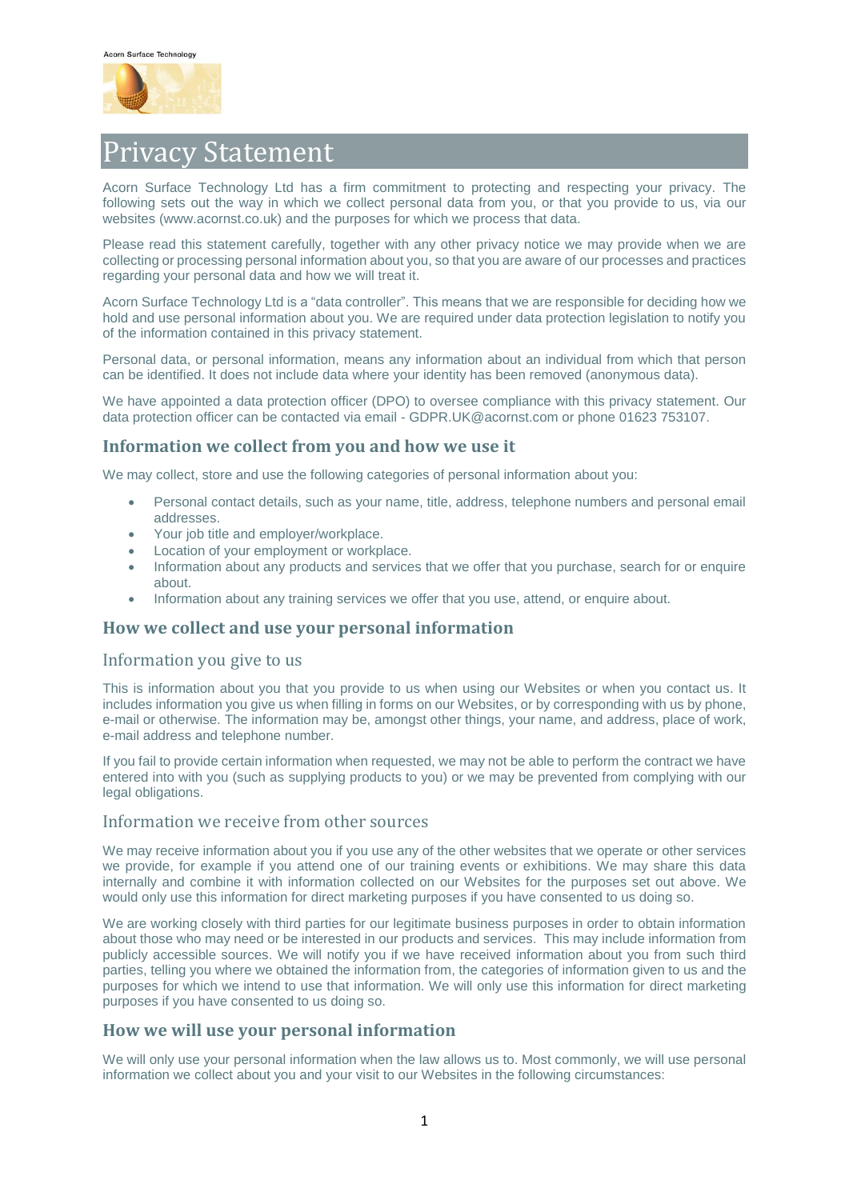Acorn Surface Technology

# Privacy Statement

Acorn Surface Technology Ltd has a firm commitment to protecting and respecting your privacy. The following sets out the way in which we collect personal data from you, or that you provide to us, via our websites (www.acornst.co.uk) and the purposes for which we process that data.

Please read this statement carefully, together with any other privacy notice we may provide when we are collecting or processing personal information about you, so that you are aware of our processes and practices regarding your personal data and how we will treat it.

Acorn Surface Technology Ltd is a "data controller". This means that we are responsible for deciding how we hold and use personal information about you. We are required under data protection legislation to notify you of the information contained in this privacy statement.

Personal data, or personal information, means any information about an individual from which that person can be identified. It does not include data where your identity has been removed (anonymous data).

We have appointed a data protection officer (DPO) to oversee compliance with this privacy statement. Our data protection officer can be contacted via email - GDPR.UK@acornst.com or phone 01623 753107.

## Information we collect from you and how we use it

We may collect, store and use the following categories of personal information about you:

- Personal contact details, such as your name, title, address, telephone numbers and personal email addresses.
- Your job title and employer/workplace.
- Location of your employment or workplace.
- Information about any products and services that we offer that you purchase, search for or enquire about.
- Information about any training services we offer that you use, attend, or enquire about.

## How we collect and use your personal information

### Information you give to us

This is information about you that you provide to us when using our Websites or when you contact us. It includes information you give us when filling in forms on our Websites, or by corresponding with us by phone, e-mail or otherwise. The information may be, amongst other things, your name, and address, place of work, e-mail address and telephone number.

If you fail to provide certain information when requested, we may not be able to perform the contract we have entered into with you (such as supplying products to you) or we may be prevented from complying with our legal obligations.

### Information we receive from other sources

We may receive information about you if you use any of the other websites that we operate or other services we provide, for example if you attend one of our training events or exhibitions. We may share this data internally and combine it with information collected on our Websites for the purposes set out above. We would only use this information for direct marketing purposes if you have consented to us doing so.

We are working closely with third parties for our legitimate business purposes in order to obtain information about those who may need or be interested in our products and services. This may include information from publicly accessible sources. We will notify you if we have received information about you from such third parties, telling you where we obtained the information from, the categories of information given to us and the purposes for which we intend to use that information. We will only use this information for direct marketing purposes if you have consented to us doing so.

## How we will use your personal information

We will only use your personal information when the law allows us to. Most commonly, we will use personal information we collect about you and your visit to our Websites in the following circumstances: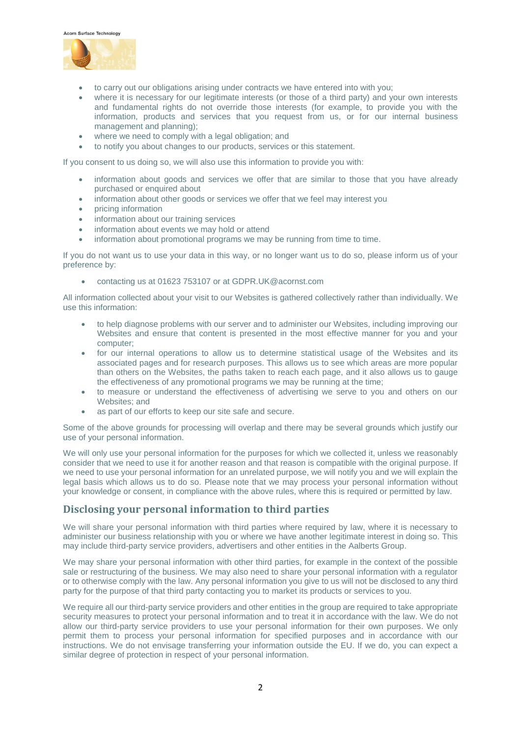- to carry out our obligations arising under contracts we have entered into with you;
- where it is necessary for our legitimate interests (or those of a third party) and your own interests and fundamental rights do not override those interests (for example, to provide you with the information, products and services that you request from us, or for our internal business management and planning);
- where we need to comply with a legal obligation; and
- to notify you about changes to our products, services or this statement.

If you consent to us doing so, we will also use this information to provide you with:

- information about goods and services we offer that are similar to those that you have already purchased or enquired about
- information about other goods or services we offer that we feel may interest you
- pricing information
- information about our training services
- information about events we may hold or attend
- information about promotional programs we may be running from time to time.

If you do not want us to use your data in this way, or no longer want us to do so, please inform us of your preference by:

- contacting us at 01623 753107 or at GDPR.UK@acornst.com

All information collected about your visit to our Websites is gathered collectively rather than individually. We use this information:

- to help diagnose problems with our server and to administer our Websites, including improving our Websites and ensure that content is presented in the most effective manner for you and your computer;
- for our internal operations to allow us to determine statistical usage of the Websites and its associated pages and for research purposes. This allows us to see which areas are more popular than others on the Websites, the paths taken to reach each page, and it also allows us to gauge the effectiveness of any promotional programs we may be running at the time;
- to measure or understand the effectiveness of advertising we serve to you and others on our Websites; and
- as part of our efforts to keep our site safe and secure.

Some of the above grounds for processing will overlap and there may be several grounds which justify our use of your personal information.

We will only use your personal information for the purposes for which we collected it, unless we reasonably consider that we need to use it for another reason and that reason is compatible with the original purpose. If we need to use your personal information for an unrelated purpose, we will notify you and we will explain the legal basis which allows us to do so. Please note that we may process your personal information without your knowledge or consent, in compliance with the above rules, where this is required or permitted by law.

## Disclosing your personal information to third parties

We will share your personal information with third parties where required by law, where it is necessary to administer our business relationship with you or where we have another legitimate interest in doing so. This may include third-party service providers, advertisers and other entities in the Aalberts Group.

We may share your personal information with other third parties, for example in the context of the possible sale or restructuring of the business. We may also need to share your personal information with a regulator or to otherwise comply with the law. Any personal information you give to us will not be disclosed to any third party for the purpose of that third party contacting you to market its products or services to you.

We require all our third-party service providers and other entities in the group are required to take appropriate security measures to protect your personal information and to treat it in accordance with the law. We do not allow our third-party service providers to use your personal information for their own purposes. We only permit them to process your personal information for specified purposes and in accordance with our instructions. We do not envisage transferring your information outside the EU. If we do, you can expect a similar degree of protection in respect of your personal information.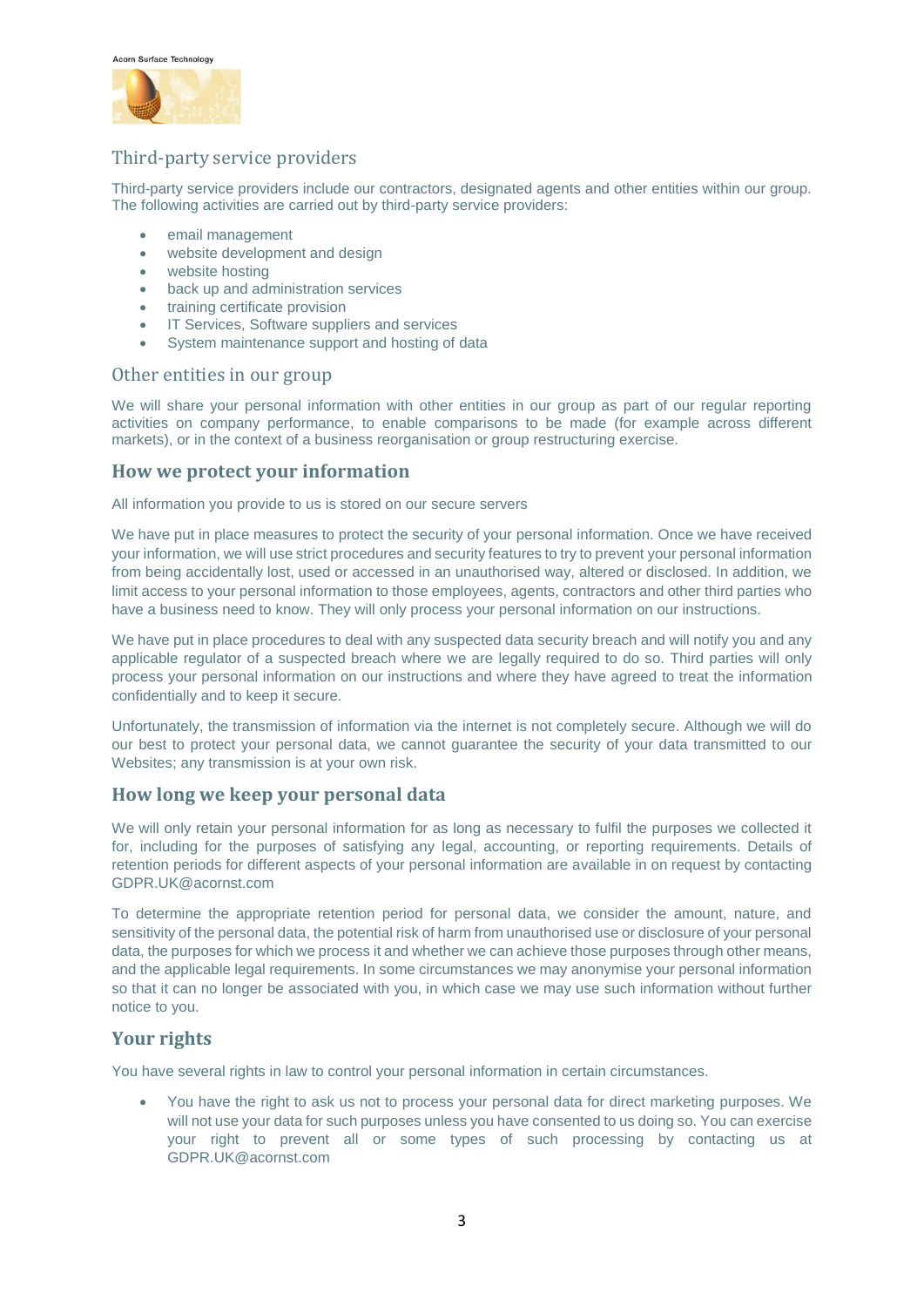## Third-party service providers

Third-party service providers include our contractors, designated agents and other entities within our group. The following activities are carried out by third-party service providers:

- email management
- website development and design
- website hosting
- back up and administration services
- training certificate provision
- IT Services, Software suppliers and services
- System maintenance support and hosting of data

## Other entities in our group

We will share your personal information with other entities in our group as part of our regular reporting activities on company performance, to enable comparisons to be made (for example across different markets), or in the context of a business reorganisation or group restructuring exercise.

## How we protect your information

All information you provide to us is stored on our secure servers

We have put in place measures to protect the security of your personal information. Once we have received your information, we will use strict procedures and security features to try to prevent your personal information from being accidentally lost, used or accessed in an unauthorised way, altered or disclosed. In addition, we limit access to your personal information to those employees, agents, contractors and other third parties who have a business need to know. They will only process your personal information on our instructions.

We have put in place procedures to deal with any suspected data security breach and will notify you and any applicable regulator of a suspected breach where we are legally required to do so. Third parties will only process your personal information on our instructions and where they have agreed to treat the information confidentially and to keep it secure.

Unfortunately, the transmission of information via the internet is not completely secure. Although we will do our best to protect your personal data, we cannot guarantee the security of your data transmitted to our Websites; any transmission is at your own risk.

## How long we keep your personal data

We will only retain your personal information for as long as necessary to fulfil the purposes we collected it for, including for the purposes of satisfying any legal, accounting, or reporting requirements. Details of retention periods for different aspects of your personal information are available in on request by contacting GDPR.UK@acornst.com

To determine the appropriate retention period for personal data, we consider the amount, nature, and sensitivity of the personal data, the potential risk of harm from unauthorised use or disclosure of your personal data, the purposes for which we process it and whether we can achieve those purposes through other means, and the applicable legal requirements. In some circumstances we may anonymise your personal information so that it can no longer be associated with you, in which case we may use such information without further notice to you.

## Your rights

You have several rights in law to control your personal information in certain circumstances.

- You have the right to ask us not to process your personal data for direct marketing purposes. We will not use your data for such purposes unless you have consented to us doing so. You can exercise your right to prevent all or some types of such processing by contacting us at GDPR.UK@acornst.com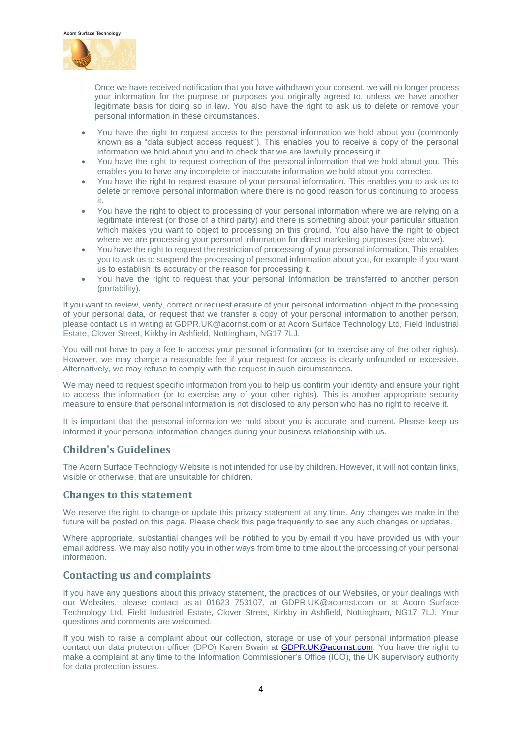Once we have received notification that you have withdrawn your consent, we will no longer process your information for the purpose or purposes you originally agreed to, unless we have another legitimate basis for doing so in law. You also have the right to ask us to delete or remove your personal information in these circumstances.

- You have the right to request access to the personal information we hold about you (commonly known as a "data subject access request"). This enables you to receive a copy of the personal information we hold about you and to check that we are lawfully processing it.
- You have the right to request correction of the personal information that we hold about you. This enables you to have any incomplete or inaccurate information we hold about you corrected.
- You have the right to request erasure of your personal information. This enables you to ask us to delete or remove personal information where there is no good reason for us continuing to process it.
- You have the right to object to processing of your personal information where we are relying on a legitimate interest (or those of a third party) and there is something about your particular situation which makes you want to object to processing on this ground. You also have the right to object where we are processing your personal information for direct marketing purposes (see above).
- You have the right to request the restriction of processing of your personal information. This enables you to ask us to suspend the processing of personal information about you, for example if you want us to establish its accuracy or the reason for processing it.
- You have the right to request that your personal information be transferred to another person (portability).

If you want to review, verify, correct or request erasure of your personal information, object to the processing of your personal data, or request that we transfer a copy of your personal information to another person, please contact us in writing at GDPR.UK@acornst.com or at Acorn Surface Technology Ltd, Field Industrial Estate, Clover Street, Kirkby in Ashfield, Nottingham, NG17 7LJ.

You will not have to pay a fee to access your personal information (or to exercise any of the other rights). However, we may charge a reasonable fee if your request for access is clearly unfounded or excessive. Alternatively, we may refuse to comply with the request in such circumstances.

We may need to request specific information from you to help us confirm your identity and ensure your right to access the information (or to exercise any of your other rights). This is another appropriate security measure to ensure that personal information is not disclosed to any person who has no right to receive it.

It is important that the personal information we hold about you is accurate and current. Please keep us informed if your personal information changes during your business relationship with us.

## Children's Guidelines

The Acorn Surface Technology Website is not intended for use by children. However, it will not contain links, visible or otherwise, that are unsuitable for children.

## Changes to this statement

We reserve the right to change or update this privacy statement at any time. Any changes we make in the future will be posted on this page. Please check this page frequently to see any such changes or updates.

Where appropriate, substantial changes will be notified to you by email if you have provided us with your email address. We may also notify you in other ways from time to time about the processing of your personal information.

## Contacting us and complaints

If you have any questions about this privacy statement, the practices of our Websites, or your dealings with our Websites, please contact us at 01623 753107, at GDPR.UK@acornst.com or at Acorn Surface Technology Ltd, Field Industrial Estate, Clover Street, Kirkby in Ashfield, Nottingham, NG17 7LJ. Your questions and comments are welcomed.

If you wish to raise a complaint about our collection, storage or use of your personal information please contact our data protection officer (DPO) Karen Swain at GDPR.UK@acornst.com. You have the right to make a complaint at any time to the Information Commissioner's Office (ICO), the UK supervisory authority for data protection issues.